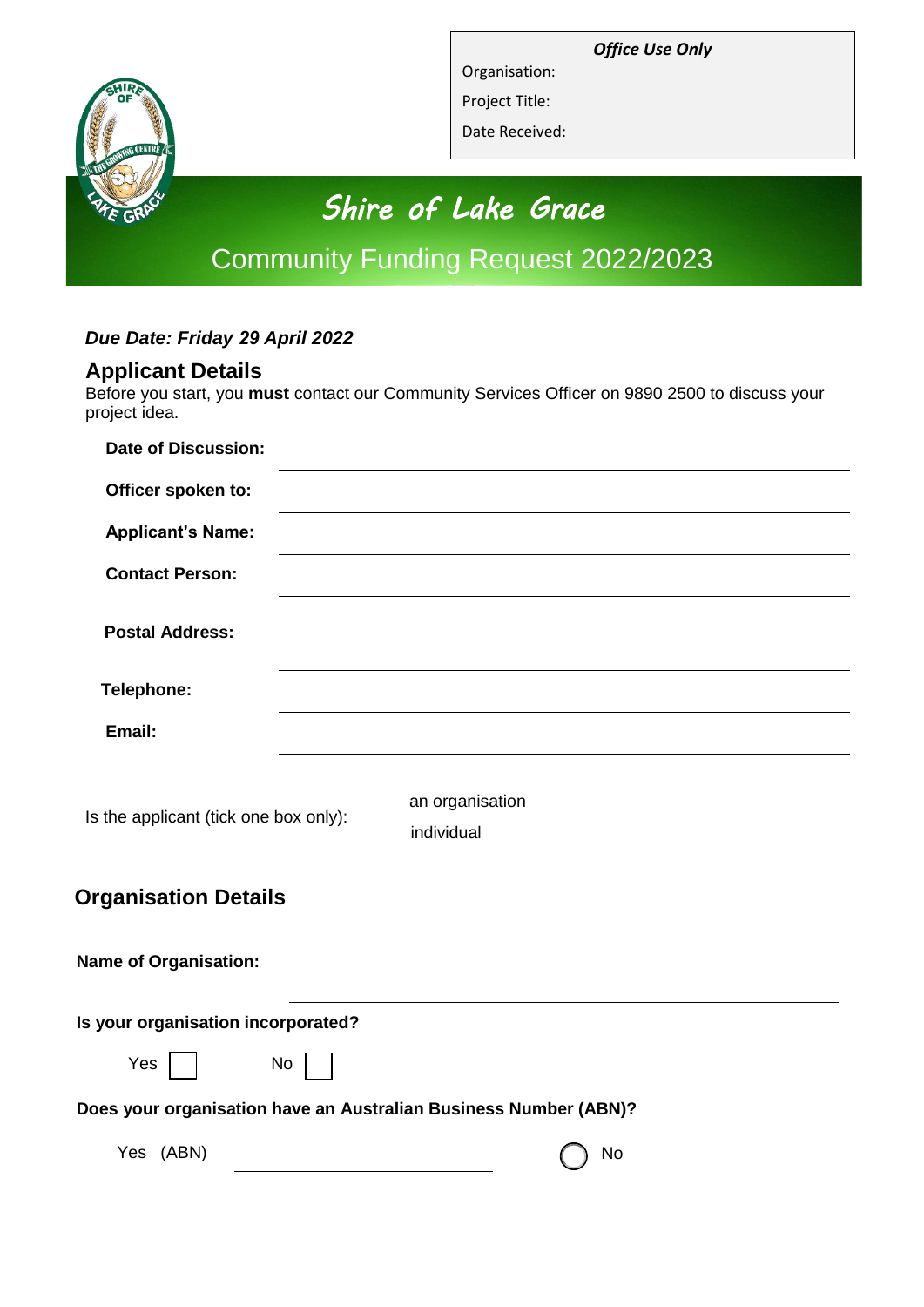*Office Use Only*

Organisation:

Project Title:

Date Received:

# Shire of Lake Grace

## Community Funding Request 2022/2023

***Due Date: Friday 29 April 2022***

## Applicant Details

Before you start, you **must** contact our Community Services Officer on 9890 2500 to discuss your project idea.

**Date of Discussion:** ______________________________

**Officer spoken to:** ______________________________

**Applicant's Name:** ______________________________

**Contact Person:** ______________________________

**Postal Address:** ______________________________

**Telephone:** ______________________________

**Email:** ______________________________

Is the applicant (tick one box only):
- an organisation
- individual

## Organisation Details

**Name of Organisation:** ______________________________

**Is your organisation incorporated?**

Yes ☐ No ☐

**Does your organisation have an Australian Business Number (ABN)?**

Yes (ABN) ______________________ ◯ No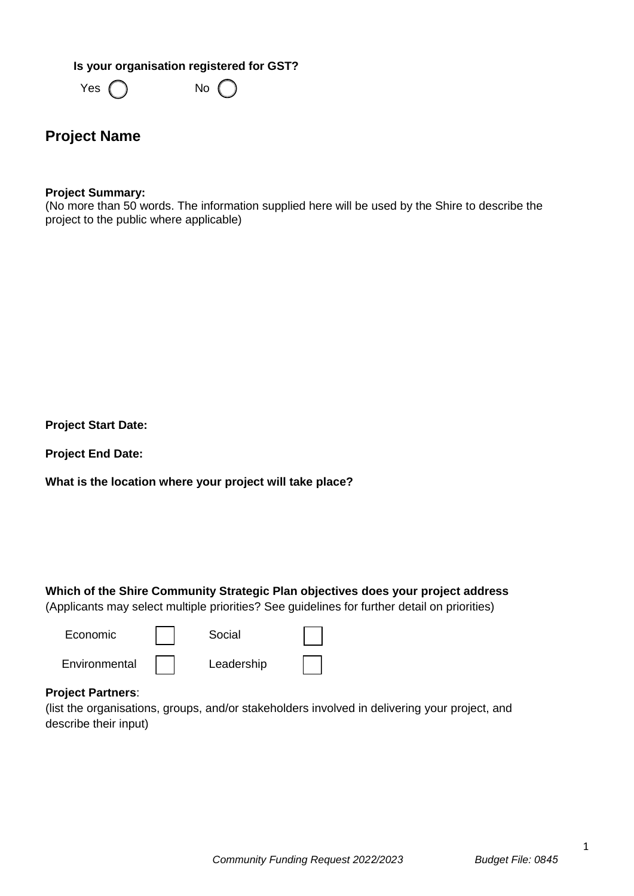**Is your organisation registered for GST?**

Yes ◯ No ◯

## Project Name

**Project Summary:**
(No more than 50 words. The information supplied here will be used by the Shire to describe the project to the public where applicable)

**Project Start Date:**

**Project End Date:**

**What is the location where your project will take place?**

**Which of the Shire Community Strategic Plan objectives does your project address**
(Applicants may select multiple priorities? See guidelines for further detail on priorities)

- [ ] Economic
- [ ] Social
- [ ] Environmental
- [ ] Leadership

**Project Partners**:
(list the organisations, groups, and/or stakeholders involved in delivering your project, and describe their input)

*Community Funding Request 2022/2023* *Budget File: 0845*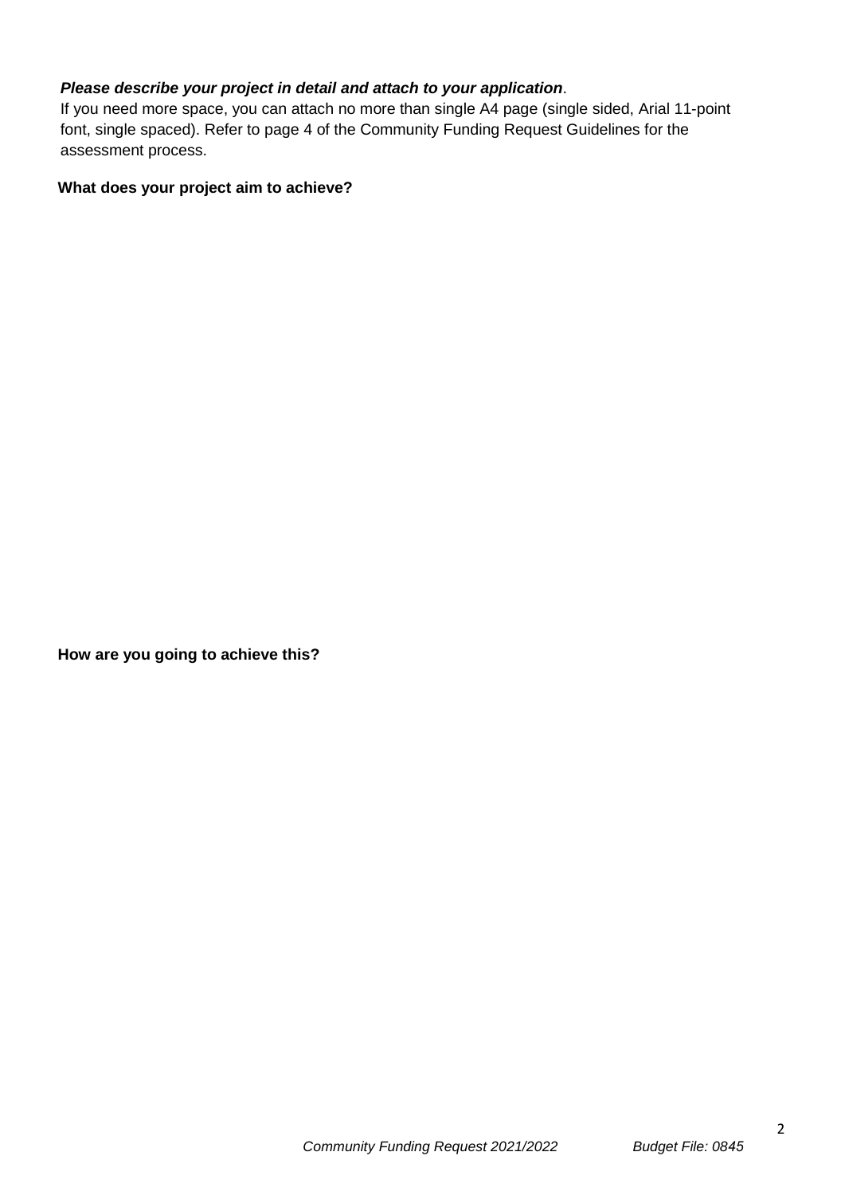***Please describe your project in detail and attach to your application*.**
If you need more space, you can attach no more than single A4 page (single sided, Arial 11-point font, single spaced). Refer to page 4 of the Community Funding Request Guidelines for the assessment process.

**What does your project aim to achieve?**

**How are you going to achieve this?**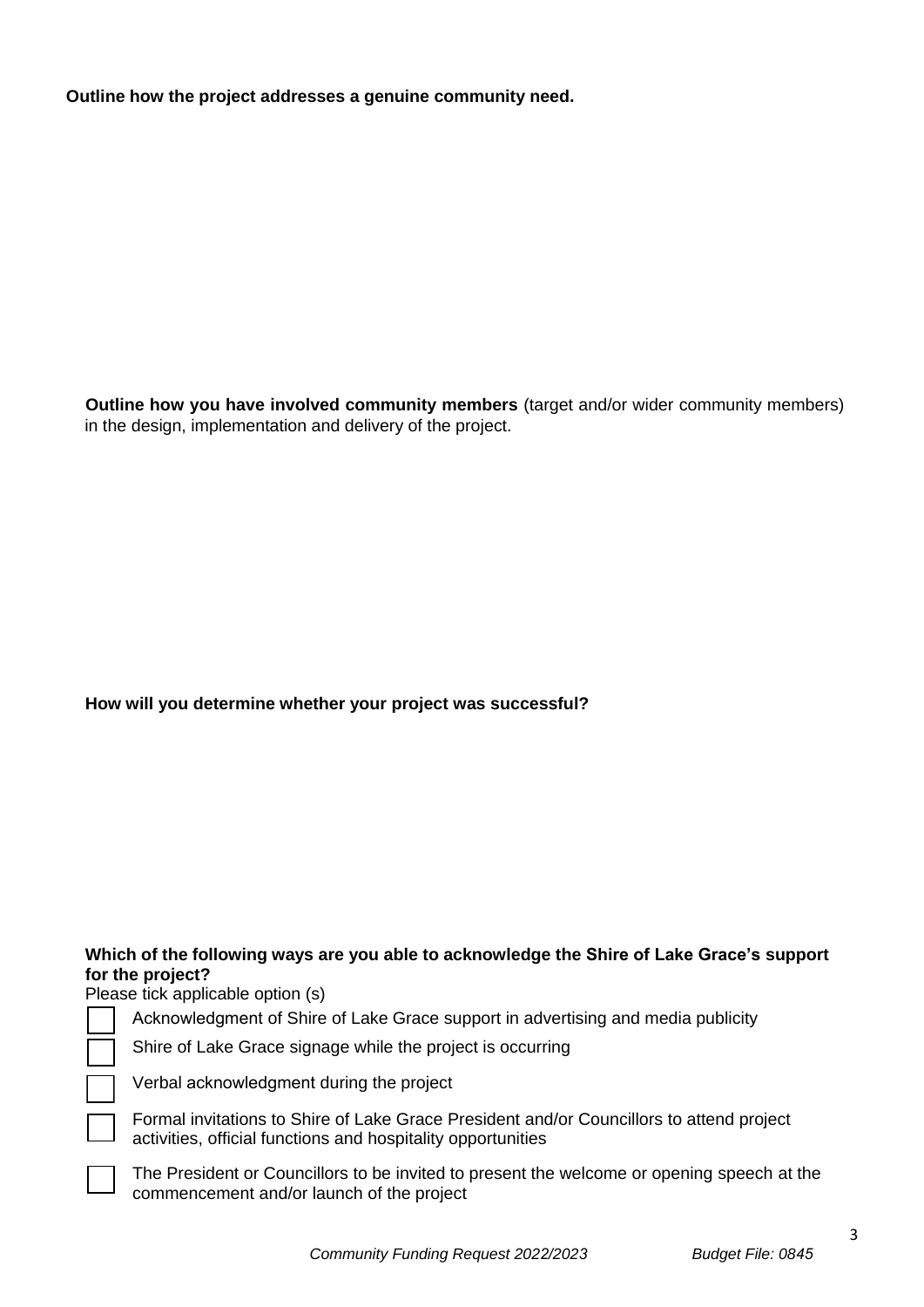**Outline how the project addresses a genuine community need.**

**Outline how you have involved community members** (target and/or wider community members) in the design, implementation and delivery of the project.

**How will you determine whether your project was successful?**

**Which of the following ways are you able to acknowledge the Shire of Lake Grace's support for the project?**

Please tick applicable option (s)

- ☐ Acknowledgment of Shire of Lake Grace support in advertising and media publicity
- ☐ Shire of Lake Grace signage while the project is occurring
- ☐ Verbal acknowledgment during the project
- ☐ Formal invitations to Shire of Lake Grace President and/or Councillors to attend project activities, official functions and hospitality opportunities
- ☐ The President or Councillors to be invited to present the welcome or opening speech at the commencement and/or launch of the project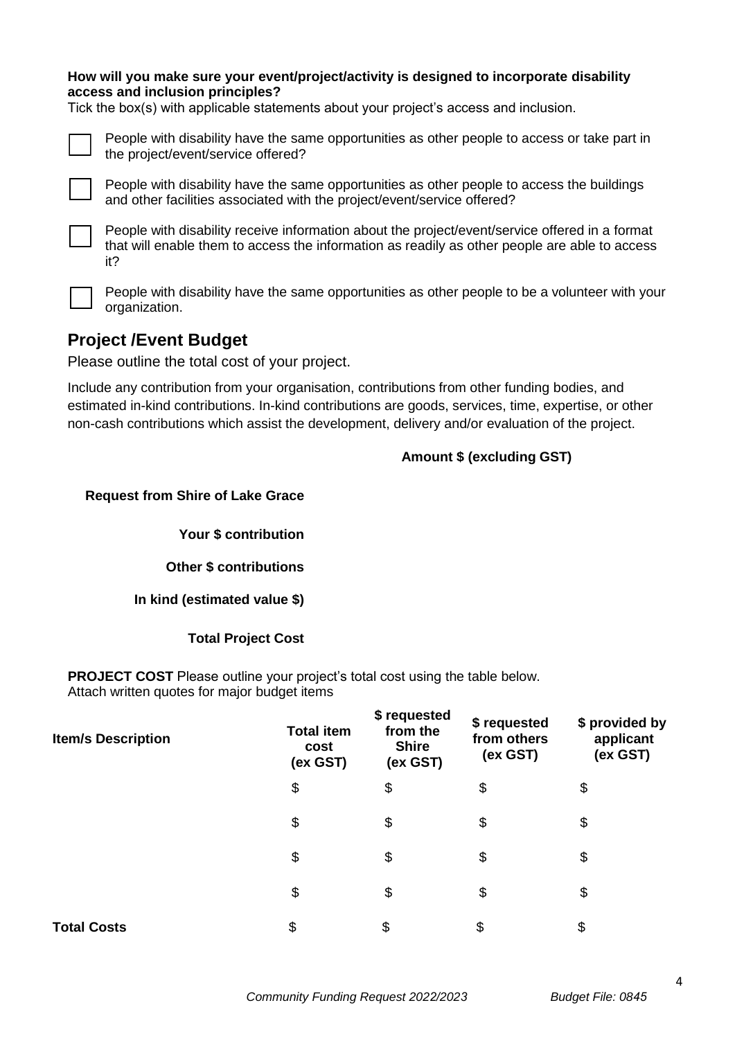**How will you make sure your event/project/activity is designed to incorporate disability access and inclusion principles?**
Tick the box(s) with applicable statements about your project's access and inclusion.

- ☐ People with disability have the same opportunities as other people to access or take part in the project/event/service offered?
- ☐ People with disability have the same opportunities as other people to access the buildings and other facilities associated with the project/event/service offered?
- ☐ People with disability receive information about the project/event/service offered in a format that will enable them to access the information as readily as other people are able to access it?
- ☐ People with disability have the same opportunities as other people to be a volunteer with your organization.

## Project /Event Budget

Please outline the total cost of your project.

Include any contribution from your organisation, contributions from other funding bodies, and estimated in-kind contributions. In-kind contributions are goods, services, time, expertise, or other non-cash contributions which assist the development, delivery and/or evaluation of the project.

| | **Amount $ (excluding GST)** |
|---|---|
| **Request from Shire of Lake Grace** | |
| **Your $ contribution** | |
| **Other $ contributions** | |
| **In kind (estimated value $)** | |
| **Total Project Cost** | |

**PROJECT COST** Please outline your project's total cost using the table below.
Attach written quotes for major budget items

| **Item/s Description** | **Total item cost (ex GST)** | **$ requested from the Shire (ex GST)** | **$ requested from others (ex GST)** | **$ provided by applicant (ex GST)** |
|---|---|---|---|---|
| | $ | $ | $ | $ |
| | $ | $ | $ | $ |
| | $ | $ | $ | $ |
| | $ | $ | $ | $ |
| **Total Costs** | $ | $ | $ | $ |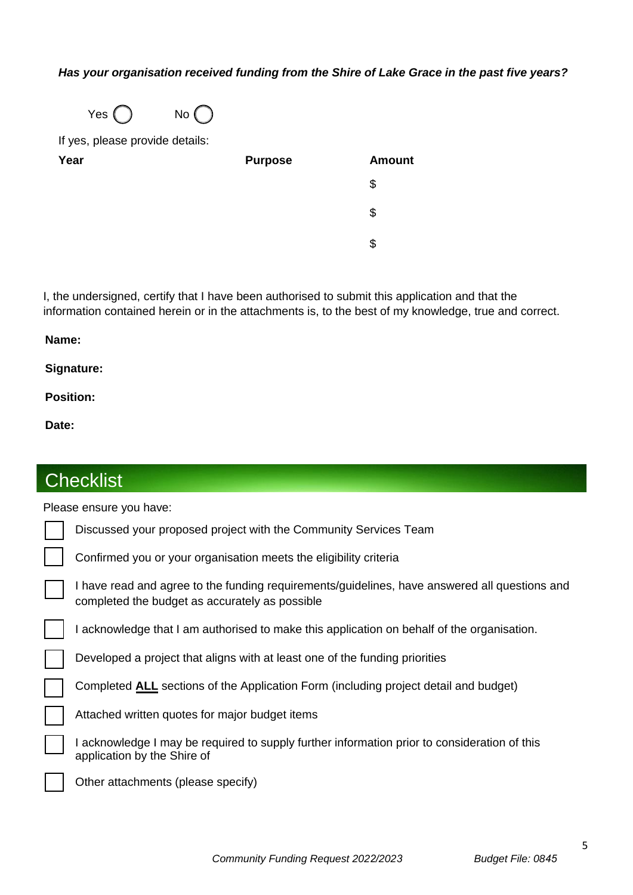***Has your organisation received funding from the Shire of Lake Grace in the past five years?***

Yes ◯ No ◯

If yes, please provide details:

| Year | Purpose | Amount |
|---|---|---|
| | | $ |
| | | $ |
| | | $ |

I, the undersigned, certify that I have been authorised to submit this application and that the information contained herein or in the attachments is, to the best of my knowledge, true and correct.

**Name:**

**Signature:**

**Position:**

**Date:**

## Checklist

Please ensure you have:

- ☐ Discussed your proposed project with the Community Services Team
- ☐ Confirmed you or your organisation meets the eligibility criteria
- ☐ I have read and agree to the funding requirements/guidelines, have answered all questions and completed the budget as accurately as possible
- ☐ I acknowledge that I am authorised to make this application on behalf of the organisation.
- ☐ Developed a project that aligns with at least one of the funding priorities
- ☐ Completed **ALL** sections of the Application Form (including project detail and budget)
- ☐ Attached written quotes for major budget items
- ☐ I acknowledge I may be required to supply further information prior to consideration of this application by the Shire of
- ☐ Other attachments (please specify)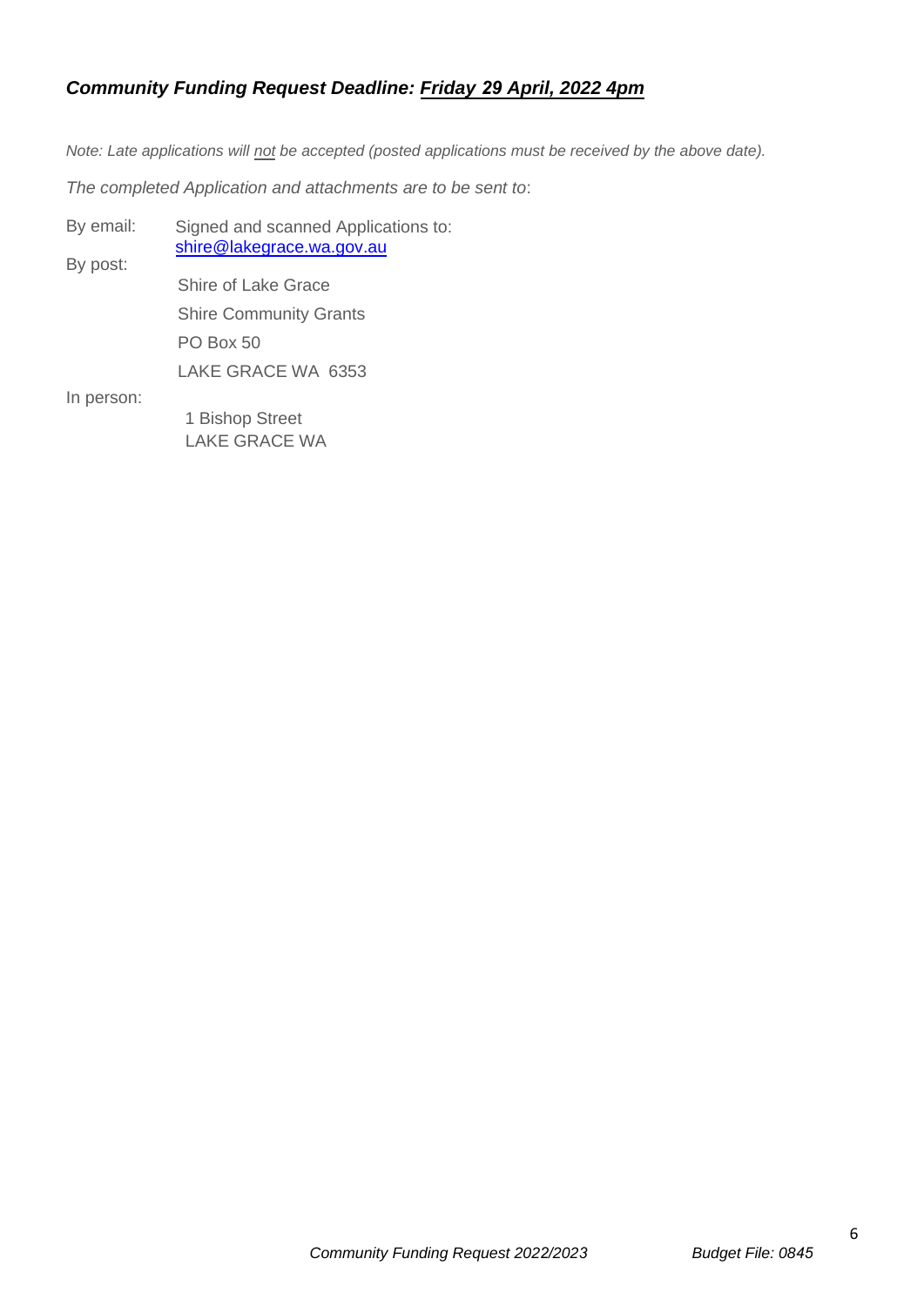***Community Funding Request Deadline: <u>Friday 29 April, 2022 4pm</u>***

*Note: Late applications will <u>not</u> be accepted (posted applications must be received by the above date).*

*The completed Application and attachments are to be sent to*:

By email: Signed and scanned Applications to:
shire@lakegrace.wa.gov.au

By post:
Shire of Lake Grace
Shire Community Grants
PO Box 50
LAKE GRACE WA 6353

In person:
1 Bishop Street
LAKE GRACE WA